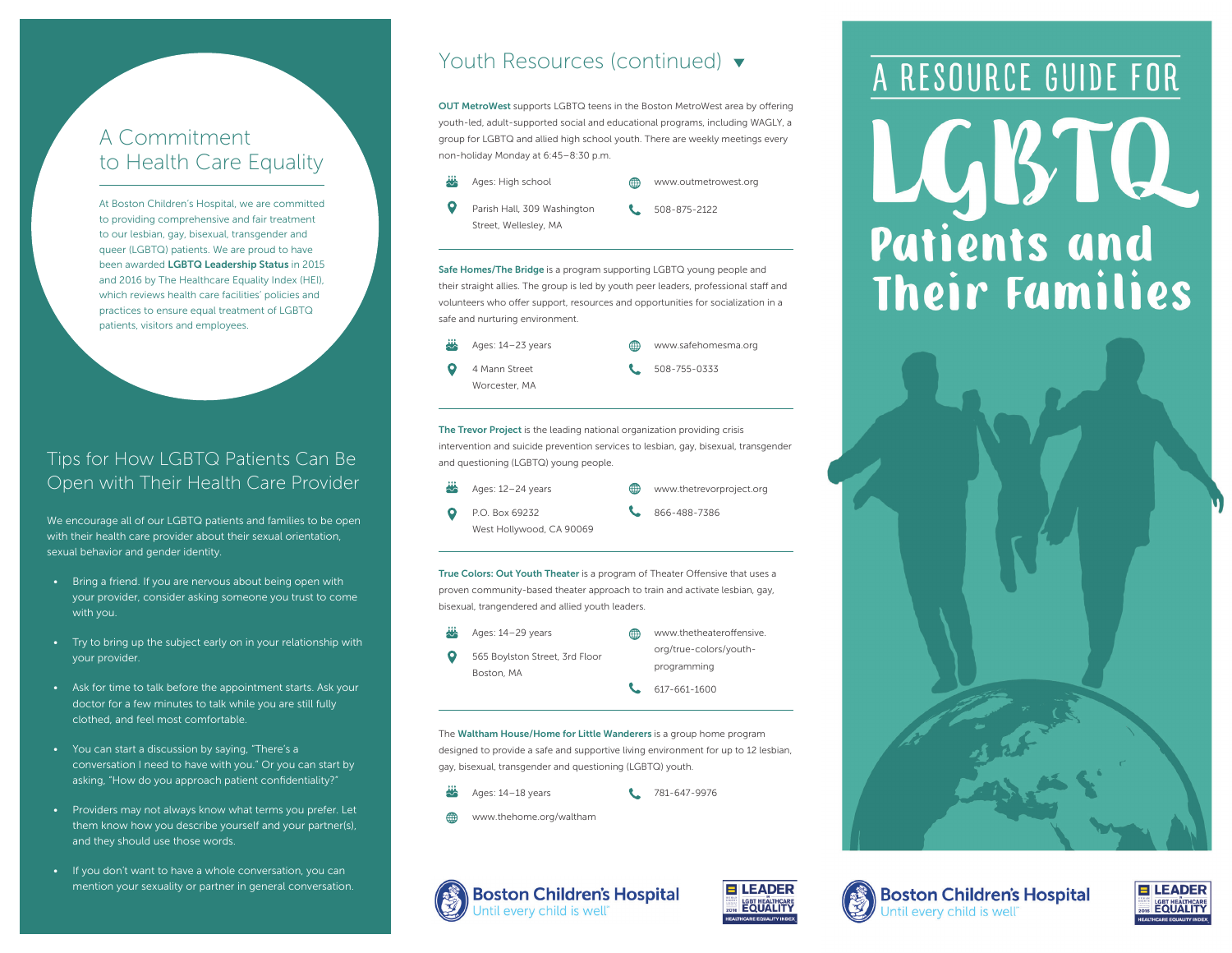## A Commitment to Health Care Equality

At Boston Children's Hospital, we are committed to providing comprehensive and fair treatment to our lesbian, gay, bisexual, transgender and queer (LGBTQ) patients. We are proud to have been awarded **LGBTQ Leadership Status** in 2015 and 2016 by The Healthcare Equality Index (HEI), which reviews health care facilities' policies and practices to ensure equal treatment of LGBTQ patients, visitors and employees.

## Tips for How LGBTQ Patients Can Be Open with Their Health Care Provider

We encourage all of our LGBTQ patients and families to be open with their health care provider about their sexual orientation, sexual behavior and gender identity.

- Bring a friend. If you are nervous about being open with your provider, consider asking someone you trust to come with you.
- Try to bring up the subject early on in your relationship with your provider.
- Ask for time to talk before the appointment starts. Ask your doctor for a few minutes to talk while you are still fully clothed, and feel most comfortable.
- You can start a discussion by saying, "There's a conversation I need to have with you." Or you can start by asking, "How do you approach patient confidentiality?"
- Providers may not always know what terms you prefer. Let them know how you describe yourself and your partner(s), and they should use those words.
- If you don't want to have a whole conversation, you can mention your sexuality or partner in general conversation.

## Youth Resources (continued)

**OUT MetroWest** supports LGBTQ teens in the Boston MetroWest area by offering youth-led, adult-supported social and educational programs, including WAGLY, a group for LGBTQ and allied high school youth. There are weekly meetings every non-holiday Monday at 6:45–8:30 p.m.

- Ages: High school
- www.outmetrowest.org
- Parish Hall, 309 Washington Street, Wellesley, MA
- 508-875-2122

---

**Safe Homes/The Bridge** is a program supporting LGBTQ young people and their straight allies. The group is led by youth peer leaders, professional staff and volunteers who offer support, resources and opportunities for socialization in a safe and nurturing environment.

- Ages: 14–23 years
- www.safehomesma.org
- 4 Mann Street Worcester, MA
- 508-755-0333

---

**The Trevor Project** is the leading national organization providing crisis intervention and suicide prevention services to lesbian, gay, bisexual, transgender and questioning (LGBTQ) young people.

- Ages: 12–24 years
- www.thetrevorproject.org
- P.O. Box 69232 West Hollywood, CA 90069
- 866-488-7386

---

**True Colors: Out Youth Theater** is a program of Theater Offensive that uses a proven community-based theater approach to train and activate lesbian, gay, bisexual, trangendered and allied youth leaders.

- Ages: 14–29 years
- www.thetheateroffensive.org/true-colors/youth-programming
- 565 Boylston Street, 3rd Floor Boston, MA
- 617-661-1600

---

The **Waltham House/Home for Little Wanderers** is a group home program designed to provide a safe and supportive living environment for up to 12 lesbian, gay, bisexual, transgender and questioning (LGBTQ) youth.

- Ages: 14–18 years
- 781-647-9976
- www.thehome.org/waltham

Boston Children's Hospital — Until every child is well

LEADER in LGBT Healthcare Equality 2016 — Healthcare Equality Index

# A Resource Guide for LGBTQ Patients and Their Families

Boston Children's Hospital — Until every child is well

LEADER in LGBT Healthcare Equality 2016 — Healthcare Equality Index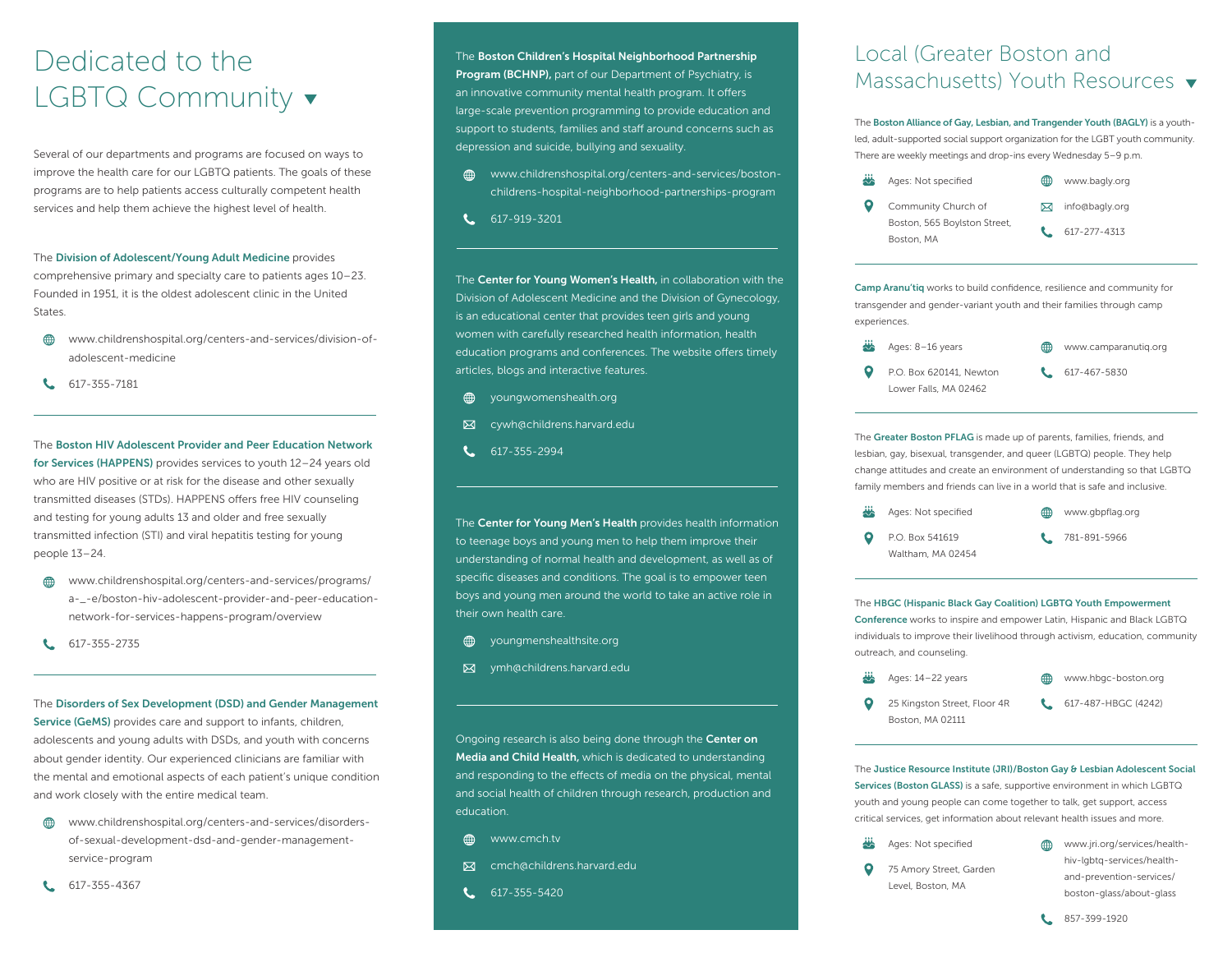# Dedicated to the LGBTQ Community

Several of our departments and programs are focused on ways to improve the health care for our LGBTQ patients. The goals of these programs are to help patients access culturally competent health services and help them achieve the highest level of health.

The **Division of Adolescent/Young Adult Medicine** provides comprehensive primary and specialty care to patients ages 10–23. Founded in 1951, it is the oldest adolescent clinic in the United States.

- www.childrenshospital.org/centers-and-services/division-of-adolescent-medicine
- 617-355-7181

---

The **Boston HIV Adolescent Provider and Peer Education Network for Services (HAPPENS)** provides services to youth 12–24 years old who are HIV positive or at risk for the disease and other sexually transmitted diseases (STDs). HAPPENS offers free HIV counseling and testing for young adults 13 and older and free sexually transmitted infection (STI) and viral hepatitis testing for young people 13–24.

- www.childrenshospital.org/centers-and-services/programs/a-_-e/boston-hiv-adolescent-provider-and-peer-education-network-for-services-happens-program/overview
- 617-355-2735

---

The **Disorders of Sex Development (DSD) and Gender Management Service (GeMS)** provides care and support to infants, children, adolescents and young adults with DSDs, and youth with concerns about gender identity. Our experienced clinicians are familiar with the mental and emotional aspects of each patient's unique condition and work closely with the entire medical team.

- www.childrenshospital.org/centers-and-services/disorders-of-sexual-development-dsd-and-gender-management-service-program
- 617-355-4367

---

The **Boston Children's Hospital Neighborhood Partnership Program (BCHNP),** part of our Department of Psychiatry, is an innovative community mental health program. It offers large-scale prevention programming to provide education and support to students, families and staff around concerns such as depression and suicide, bullying and sexuality.

- www.childrenshospital.org/centers-and-services/boston-childrens-hospital-neighborhood-partnerships-program
- 617-919-3201

---

The **Center for Young Women's Health,** in collaboration with the Division of Adolescent Medicine and the Division of Gynecology, is an educational center that provides teen girls and young women with carefully researched health information, health education programs and conferences. The website offers timely articles, blogs and interactive features.

- youngwomenshealth.org
- cywh@childrens.harvard.edu
- 617-355-2994

---

The **Center for Young Men's Health** provides health information to teenage boys and young men to help them improve their understanding of normal health and development, as well as of specific diseases and conditions. The goal is to empower teen boys and young men around the world to take an active role in their own health care.

- youngmenshealthsite.org
- ymh@childrens.harvard.edu

---

Ongoing research is also being done through the **Center on Media and Child Health,** which is dedicated to understanding and responding to the effects of media on the physical, mental and social health of children through research, production and education.

- www.cmch.tv
- cmch@childrens.harvard.edu
- 617-355-5420

# Local (Greater Boston and Massachusetts) Youth Resources

The **Boston Alliance of Gay, Lesbian, and Trangender Youth (BAGLY)** is a youth-led, adult-supported social support organization for the LGBT youth community. There are weekly meetings and drop-ins every Wednesday 5–9 p.m.

- Ages: Not specified
- Community Church of Boston, 565 Boylston Street, Boston, MA
- www.bagly.org
- info@bagly.org
- 617-277-4313

---

**Camp Aranu'tiq** works to build confidence, resilience and community for transgender and gender-variant youth and their families through camp experiences.

- Ages: 8–16 years
- P.O. Box 620141, Newton Lower Falls, MA 02462
- www.camparanutiq.org
- 617-467-5830

---

The **Greater Boston PFLAG** is made up of parents, families, friends, and lesbian, gay, bisexual, transgender, and queer (LGBTQ) people. They help change attitudes and create an environment of understanding so that LGBTQ family members and friends can live in a world that is safe and inclusive.

- Ages: Not specified
- P.O. Box 541619 Waltham, MA 02454
- www.gbpflag.org
- 781-891-5966

---

The **HBGC (Hispanic Black Gay Coalition) LGBTQ Youth Empowerment Conference** works to inspire and empower Latin, Hispanic and Black LGBTQ individuals to improve their livelihood through activism, education, community outreach, and counseling.

- Ages: 14–22 years
- 25 Kingston Street, Floor 4R Boston, MA 02111
- www.hbgc-boston.org
- 617-487-HBGC (4242)

---

The **Justice Resource Institute (JRI)/Boston Gay & Lesbian Adolescent Social Services (Boston GLASS)** is a safe, supportive environment in which LGBTQ youth and young people can come together to talk, get support, access critical services, get information about relevant health issues and more.

- Ages: Not specified
- 75 Amory Street, Garden Level, Boston, MA
- www.jri.org/services/health-hiv-lgbtq-services/health-and-prevention-services/boston-glass/about-glass
- 857-399-1920